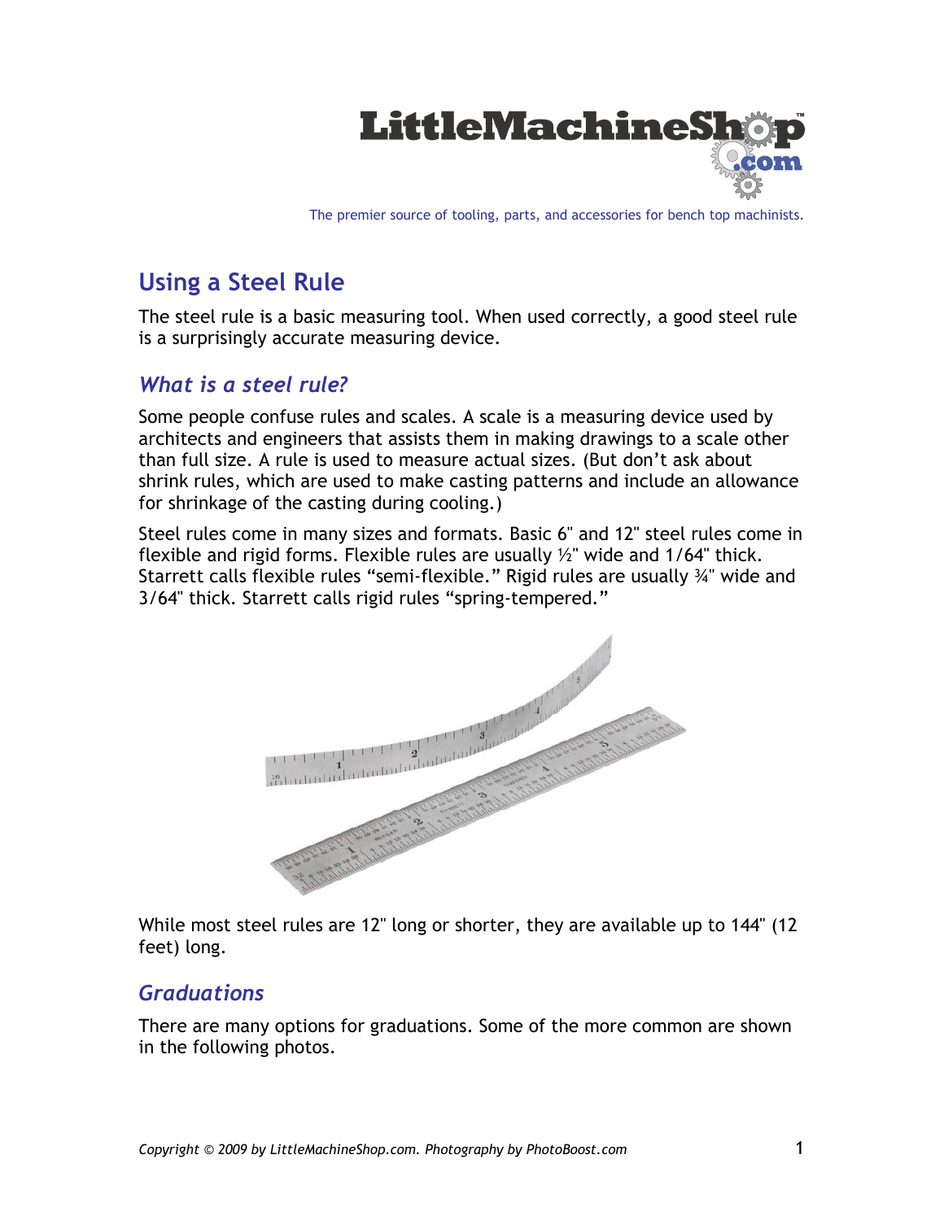# Using a Steel Rule

The steel rule is a basic measuring tool. When used correctly, a good steel rule is a surprisingly accurate measuring device.

## What is a steel rule?

Some people confuse rules and scales. A scale is a measuring device used by architects and engineers that assists them in making drawings to a scale other than full size. A rule is used to measure actual sizes. (But don't ask about shrink rules, which are used to make casting patterns and include an allowance for shrinkage of the casting during cooling.)

Steel rules come in many sizes and formats. Basic 6" and 12" steel rules come in flexible and rigid forms. Flexible rules are usually ½" wide and 1/64" thick. Starrett calls flexible rules "semi-flexible." Rigid rules are usually ¾" wide and 3/64" thick. Starrett calls rigid rules "spring-tempered."

While most steel rules are 12" long or shorter, they are available up to 144" (12 feet) long.

## Graduations

There are many options for graduations. Some of the more common are shown in the following photos.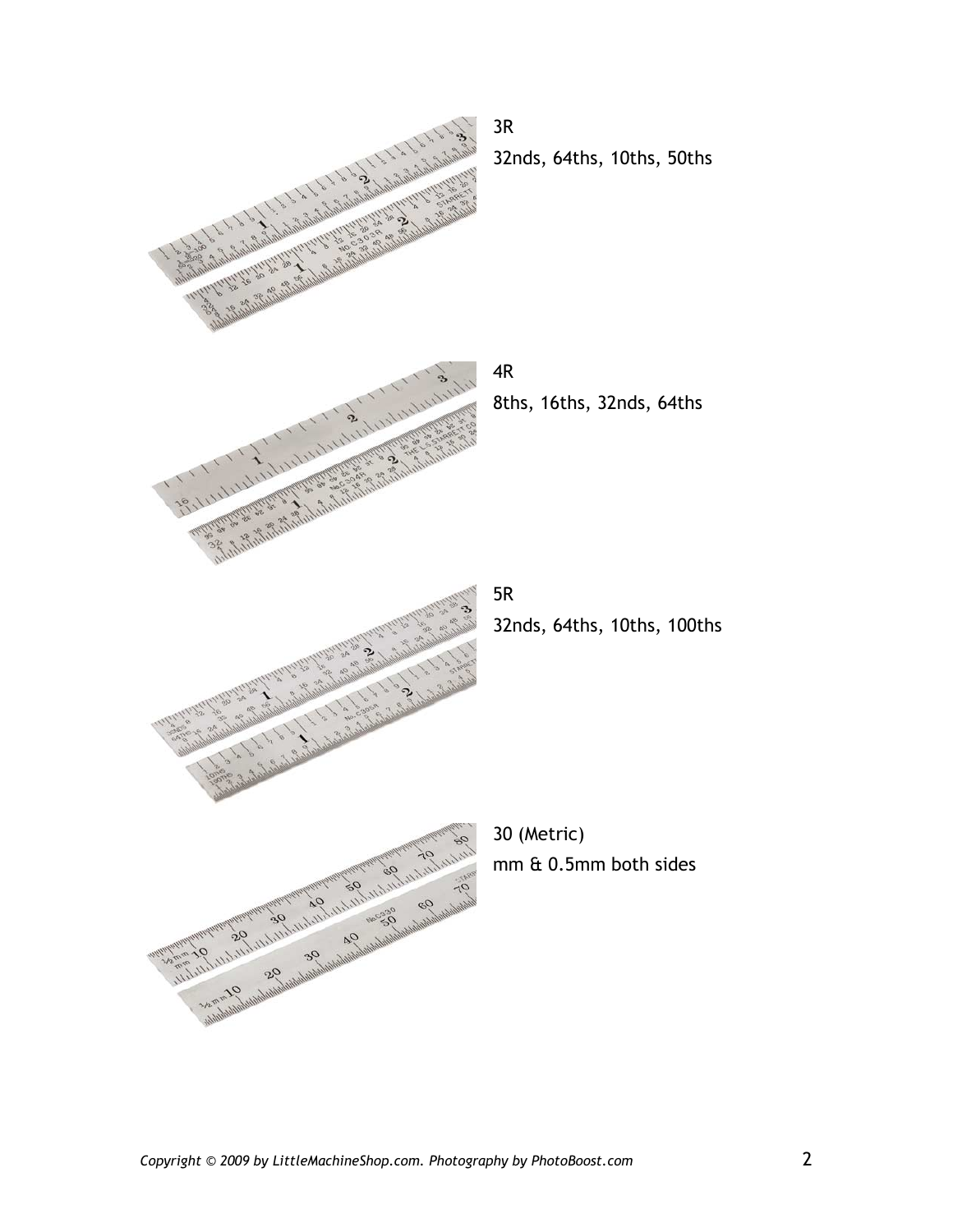3R

32nds, 64ths, 10ths, 50ths

4R

8ths, 16ths, 32nds, 64ths

5R

32nds, 64ths, 10ths, 100ths

30 (Metric)

mm & 0.5mm both sides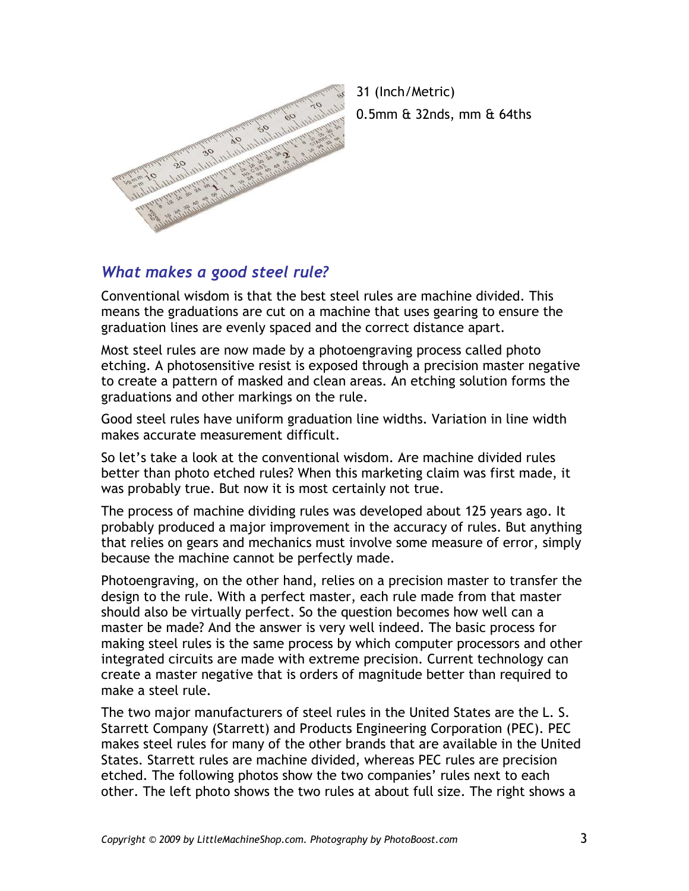31 (Inch/Metric)

0.5mm & 32nds, mm & 64ths

### *What makes a good steel rule?*

Conventional wisdom is that the best steel rules are machine divided. This means the graduations are cut on a machine that uses gearing to ensure the graduation lines are evenly spaced and the correct distance apart.

Most steel rules are now made by a photoengraving process called photo etching. A photosensitive resist is exposed through a precision master negative to create a pattern of masked and clean areas. An etching solution forms the graduations and other markings on the rule.

Good steel rules have uniform graduation line widths. Variation in line width makes accurate measurement difficult.

So let's take a look at the conventional wisdom. Are machine divided rules better than photo etched rules? When this marketing claim was first made, it was probably true. But now it is most certainly not true.

The process of machine dividing rules was developed about 125 years ago. It probably produced a major improvement in the accuracy of rules. But anything that relies on gears and mechanics must involve some measure of error, simply because the machine cannot be perfectly made.

Photoengraving, on the other hand, relies on a precision master to transfer the design to the rule. With a perfect master, each rule made from that master should also be virtually perfect. So the question becomes how well can a master be made? And the answer is very well indeed. The basic process for making steel rules is the same process by which computer processors and other integrated circuits are made with extreme precision. Current technology can create a master negative that is orders of magnitude better than required to make a steel rule.

The two major manufacturers of steel rules in the United States are the L. S. Starrett Company (Starrett) and Products Engineering Corporation (PEC). PEC makes steel rules for many of the other brands that are available in the United States. Starrett rules are machine divided, whereas PEC rules are precision etched. The following photos show the two companies' rules next to each other. The left photo shows the two rules at about full size. The right shows a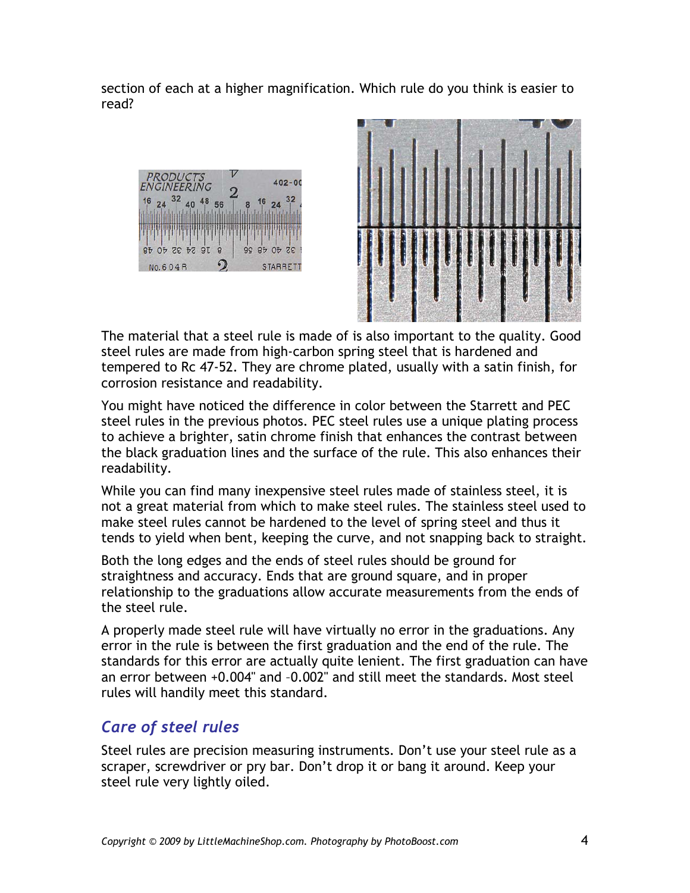section of each at a higher magnification. Which rule do you think is easier to read?

The material that a steel rule is made of is also important to the quality. Good steel rules are made from high-carbon spring steel that is hardened and tempered to Rc 47-52. They are chrome plated, usually with a satin finish, for corrosion resistance and readability.

You might have noticed the difference in color between the Starrett and PEC steel rules in the previous photos. PEC steel rules use a unique plating process to achieve a brighter, satin chrome finish that enhances the contrast between the black graduation lines and the surface of the rule. This also enhances their readability.

While you can find many inexpensive steel rules made of stainless steel, it is not a great material from which to make steel rules. The stainless steel used to make steel rules cannot be hardened to the level of spring steel and thus it tends to yield when bent, keeping the curve, and not snapping back to straight.

Both the long edges and the ends of steel rules should be ground for straightness and accuracy. Ends that are ground square, and in proper relationship to the graduations allow accurate measurements from the ends of the steel rule.

A properly made steel rule will have virtually no error in the graduations. Any error in the rule is between the first graduation and the end of the rule. The standards for this error are actually quite lenient. The first graduation can have an error between +0.004" and –0.002" and still meet the standards. Most steel rules will handily meet this standard.

## *Care of steel rules*

Steel rules are precision measuring instruments. Don't use your steel rule as a scraper, screwdriver or pry bar. Don't drop it or bang it around. Keep your steel rule very lightly oiled.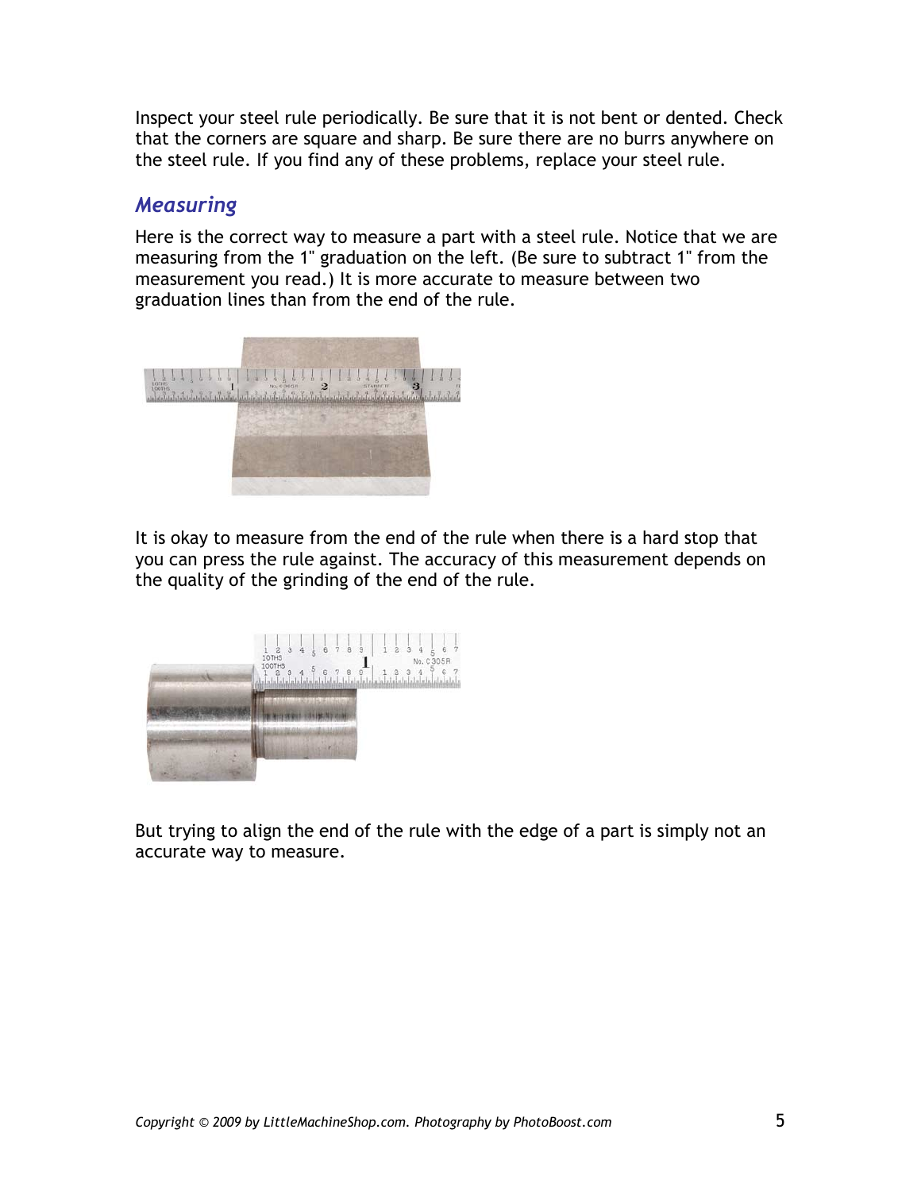Inspect your steel rule periodically. Be sure that it is not bent or dented. Check that the corners are square and sharp. Be sure there are no burrs anywhere on the steel rule. If you find any of these problems, replace your steel rule.

## *Measuring*

Here is the correct way to measure a part with a steel rule. Notice that we are measuring from the 1" graduation on the left. (Be sure to subtract 1" from the measurement you read.) It is more accurate to measure between two graduation lines than from the end of the rule.

It is okay to measure from the end of the rule when there is a hard stop that you can press the rule against. The accuracy of this measurement depends on the quality of the grinding of the end of the rule.

But trying to align the end of the rule with the edge of a part is simply not an accurate way to measure.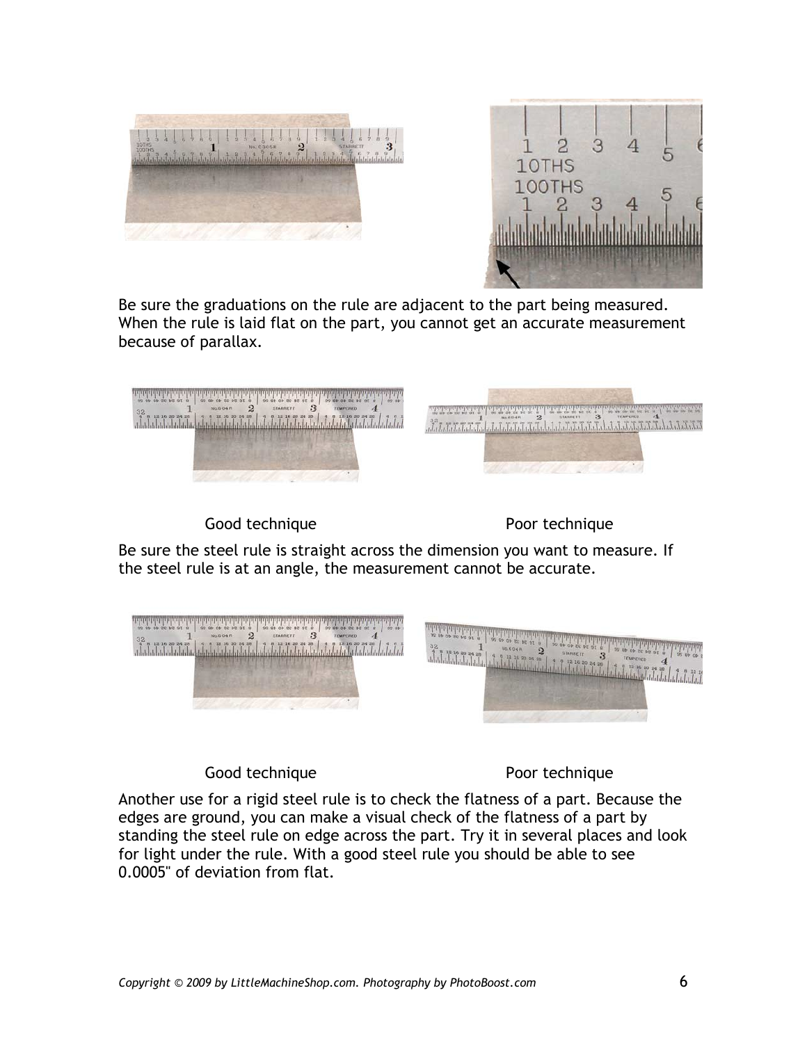Be sure the graduations on the rule are adjacent to the part being measured. When the rule is laid flat on the part, you cannot get an accurate measurement because of parallax.

Good technique                                    Poor technique

Be sure the steel rule is straight across the dimension you want to measure. If the steel rule is at an angle, the measurement cannot be accurate.

Good technique                                    Poor technique

Another use for a rigid steel rule is to check the flatness of a part. Because the edges are ground, you can make a visual check of the flatness of a part by standing the steel rule on edge across the part. Try it in several places and look for light under the rule. With a good steel rule you should be able to see 0.0005" of deviation from flat.

*Copyright © 2009 by LittleMachineShop.com. Photography by PhotoBoost.com*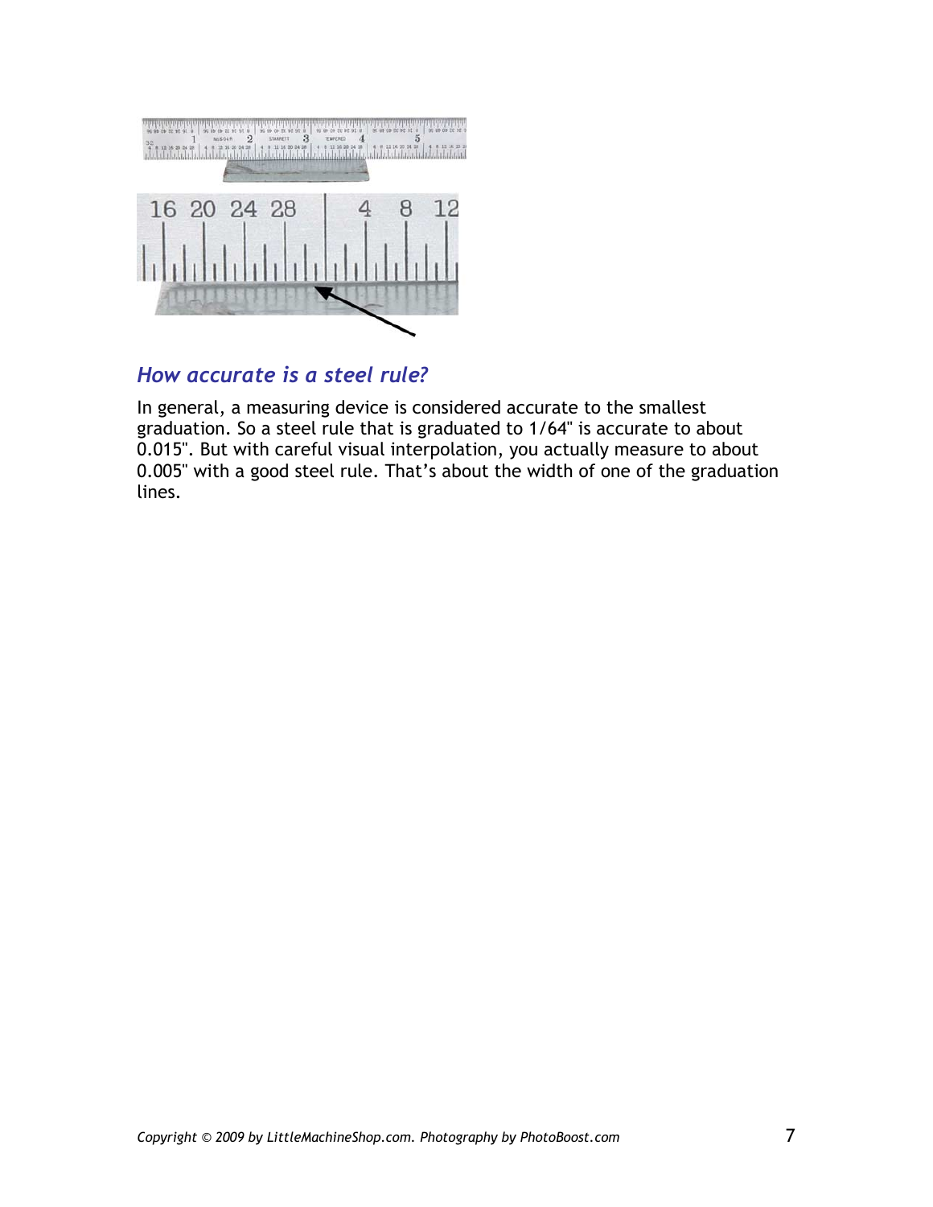## *How accurate is a steel rule?*

In general, a measuring device is considered accurate to the smallest graduation. So a steel rule that is graduated to 1/64" is accurate to about 0.015". But with careful visual interpolation, you actually measure to about 0.005" with a good steel rule. That's about the width of one of the graduation lines.